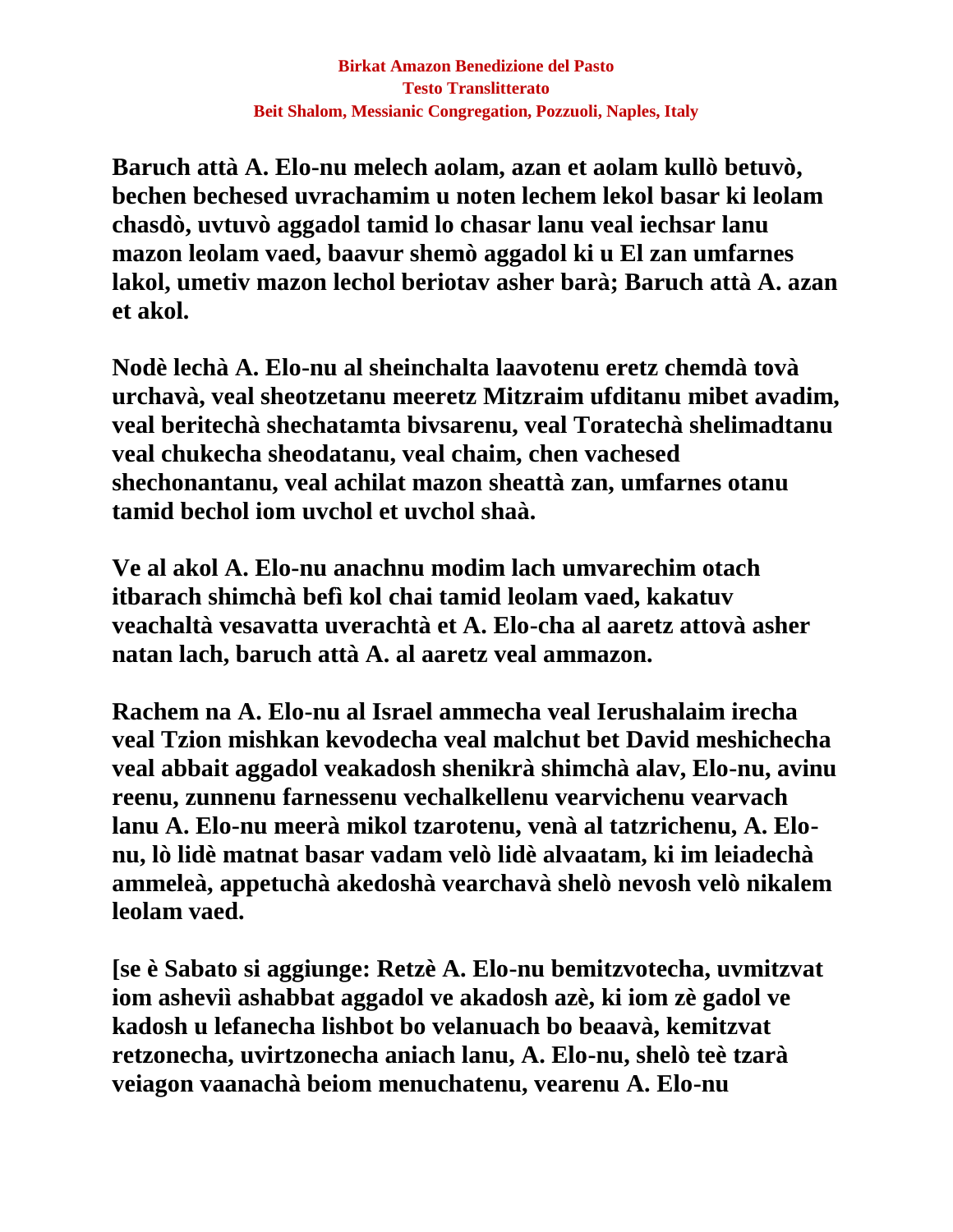**Birkat Amazon Benedizione del Pasto**
**Testo Translitterato**
**Beit Shalom, Messianic Congregation, Pozzuoli, Naples, Italy**

**Baruch attà A. Elo-nu melech aolam, azan et aolam kullò betuvò, bechen bechesed uvrachamim u noten lechem lekol basar ki leolam chasdò, uvtuvò aggadol tamid lo chasar lanu veal iechsar lanu mazon leolam vaed, baavur shemò aggadol ki u El zan umfarnes lakol, umetiv mazon lechol beriotav asher barà; Baruch attà A. azan et akol.**

**Nodè lechà A. Elo-nu al sheinchalta laavotenu eretz chemdà tovà urchavà, veal sheotzetanu meeretz Mitzraim ufditanu mibet avadim, veal beritechà shechatamta bivsarenu, veal Toratechà shelimadtanu veal chukecha sheodatanu, veal chaim, chen vachesed shechonantanu, veal achilat mazon sheattà zan, umfarnes otanu tamid bechol iom uvchol et uvchol shaà.**

**Ve al akol A. Elo-nu anachnu modim lach umvarechim otach itbarach shimchà befì kol chai tamid leolam vaed, kakatuv veachaltà vesavatta uverachtà et A. Elo-cha al aaretz attovà asher natan lach, baruch attà A. al aaretz veal ammazon.**

**Rachem na A. Elo-nu al Israel ammecha veal Ierushalaim irecha veal Tzion mishkan kevodecha veal malchut bet David meshichecha veal abbait aggadol veakadosh shenikrà shimchà alav, Elo-nu, avinu reenu, zunnenu farnessenu vechalkellenu vearvichenu vearvach lanu A. Elo-nu meerà mikol tzarotenu, venà al tatzrichenu, A. Elo-nu, lò lidè matnat basar vadam velò lidè alvaatam, ki im leiadechà ammeleà, appetuchà akedoshà vearchavà shelò nevosh velò nikalem leolam vaed.**

**[se è Sabato si aggiunge: Retzè A. Elo-nu bemitzvotecha, uvmitzvat iom asheviì ashabbat aggadol ve akadosh azè, ki iom zè gadol ve kadosh u lefanecha lishbot bo velanuach bo beaavà, kemitzvat retzonecha, uvirtzonecha aniach lanu, A. Elo-nu, shelò teè tzarà veiagon vaanachà beiom menuchatenu, vearenu A. Elo-nu**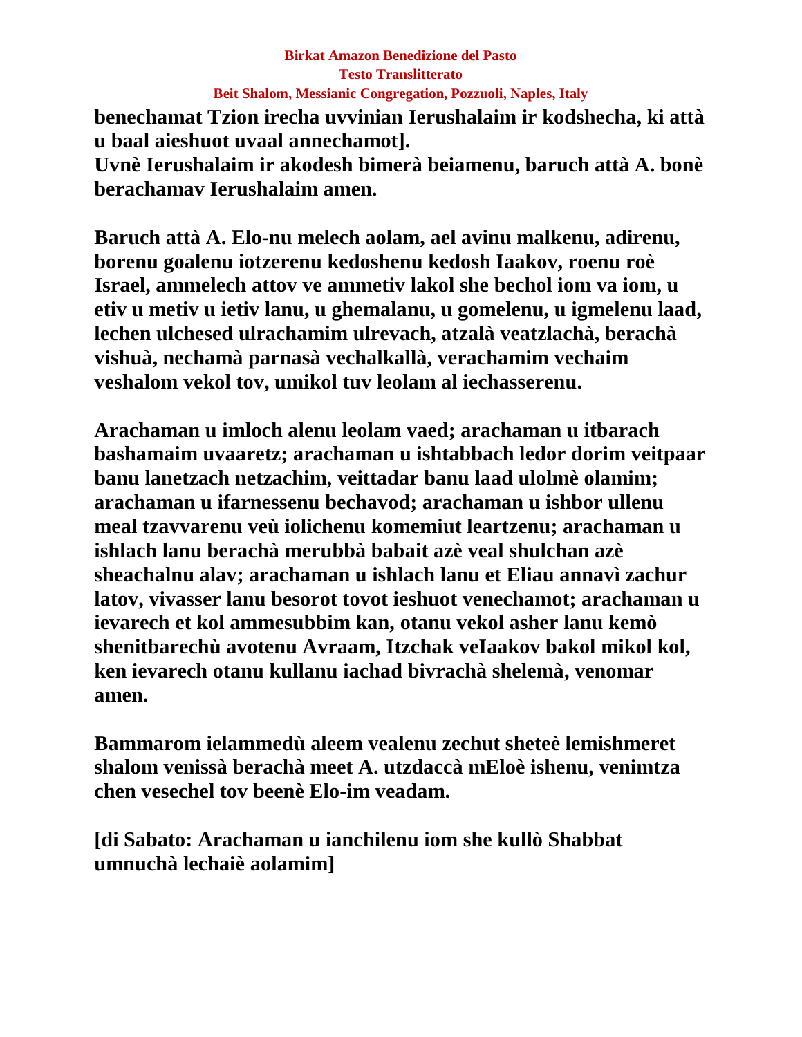**benechamat Tzion irecha uvvinian Ierushalaim ir kodshecha, ki attà u baal aieshuot uvaal annechamot].**
**Uvnè Ierushalaim ir akodesh bimerà beiamenu, baruch attà A. bonè berachamav Ierushalaim amen.**

**Baruch attà A. Elo-nu melech aolam, ael avinu malkenu, adirenu, borenu goalenu iotzerenu kedoshenu kedosh Iaakov, roenu roè Israel, ammelech attov ve ammetiv lakol she bechol iom va iom, u etiv u metiv u ietiv lanu, u ghemalanu, u gomelenu, u igmelenu laad, lechen ulchesed ulrachamim ulrevach, atzalà veatzlachà, berachà vishuà, nechamà parnasà vechalkallà, verachamim vechaim veshalom vekol tov, umikol tuv leolam al iechasserenu.**

**Arachaman u imloch alenu leolam vaed; arachaman u itbarach bashamaim uvaaretz; arachaman u ishtabbach ledor dorim veitpaar banu lanetzach netzachim, veittadar banu laad ulolmè olamim; arachaman u ifarnessenu bechavod; arachaman u ishbor ullenu meal tzavvarenu veù iolichenu komemiut leartzenu; arachaman u ishlach lanu berachà merubbà babait azè veal shulchan azè sheachalnu alav; arachaman u ishlach lanu et Eliau annavì zachur latov, vivasser lanu besorot tovot ieshuot venechamot; arachaman u ievarech et kol ammesubbim kan, otanu vekol asher lanu kemò shenitbarechù avotenu Avraam, Itzchak veIaakov bakol mikol kol, ken ievarech otanu kullanu iachad bivrachà shelemà, venomar amen.**

**Bammarom ielammedù aleem vealenu zechut sheteè lemishmeret shalom venissà berachà meet A. utzdaccà mEloè ishenu, venimtza chen vesechel tov beenè Elo-im veadam.**

**[di Sabato: Arachaman u ianchilenu iom she kullò Shabbat umnuchà lechaiè aolamim]**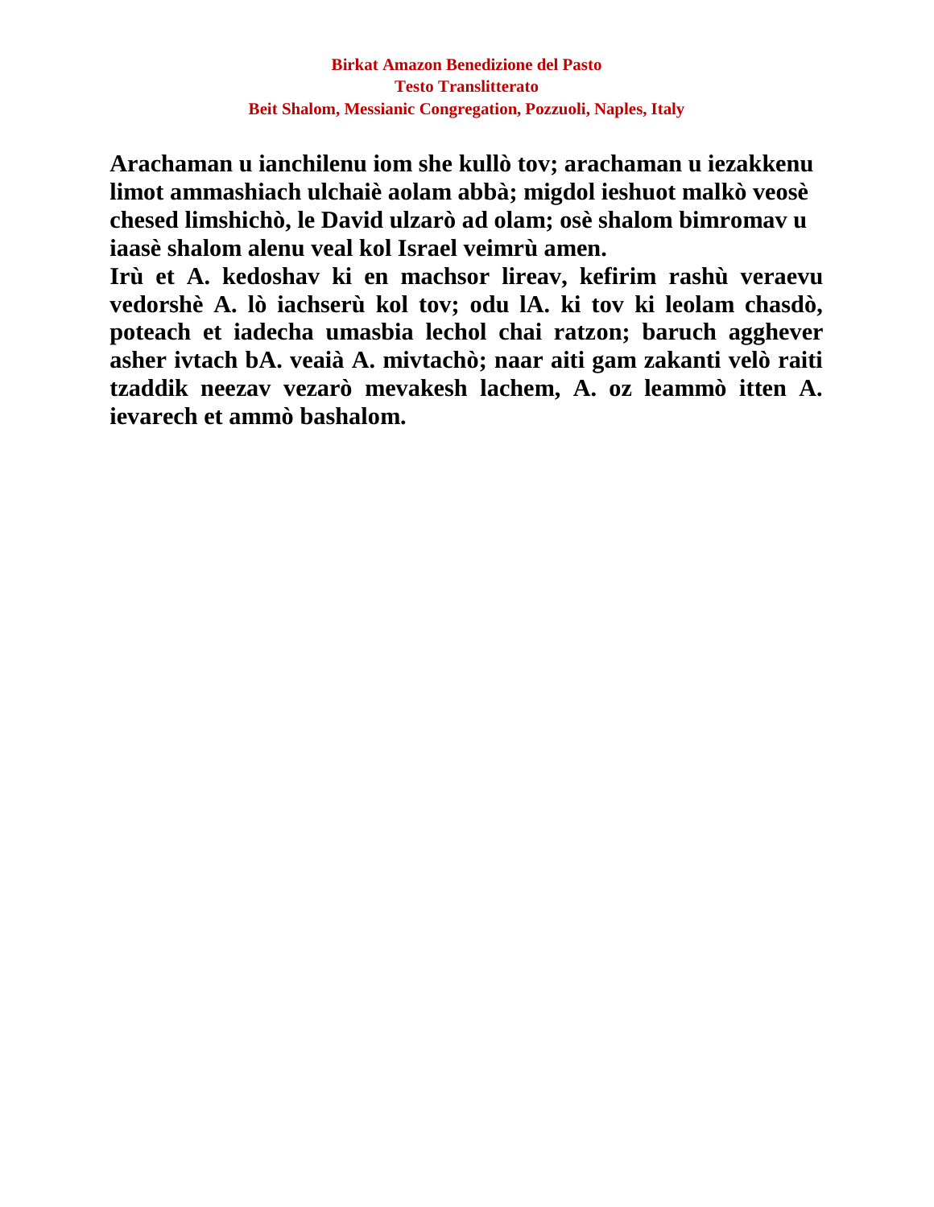**Birkat Amazon Benedizione del Pasto**
**Testo Translitterato**
**Beit Shalom, Messianic Congregation, Pozzuoli, Naples, Italy**

**Arachaman u ianchilenu iom she kullò tov; arachaman u iezakkenu limot ammashiach ulchaiè aolam abbà; migdol ieshuot malkò veosè chesed limshichò, le David ulzarò ad olam; osè shalom bimromav u iaasè shalom alenu veal kol Israel veimrù amen.**

**Irù et A. kedoshav ki en machsor lireav, kefirim rashù veraevu vedorshè A. lò iachserù kol tov; odu lA. ki tov ki leolam chasdò, poteach et iadecha umasbia lechol chai ratzon; baruch agghever asher ivtach bA. veaià A. mivtachò; naar aiti gam zakanti velò raiti tzaddik neezav vezarò mevakesh lachem, A. oz leammò itten A. ievarech et ammò bashalom.**